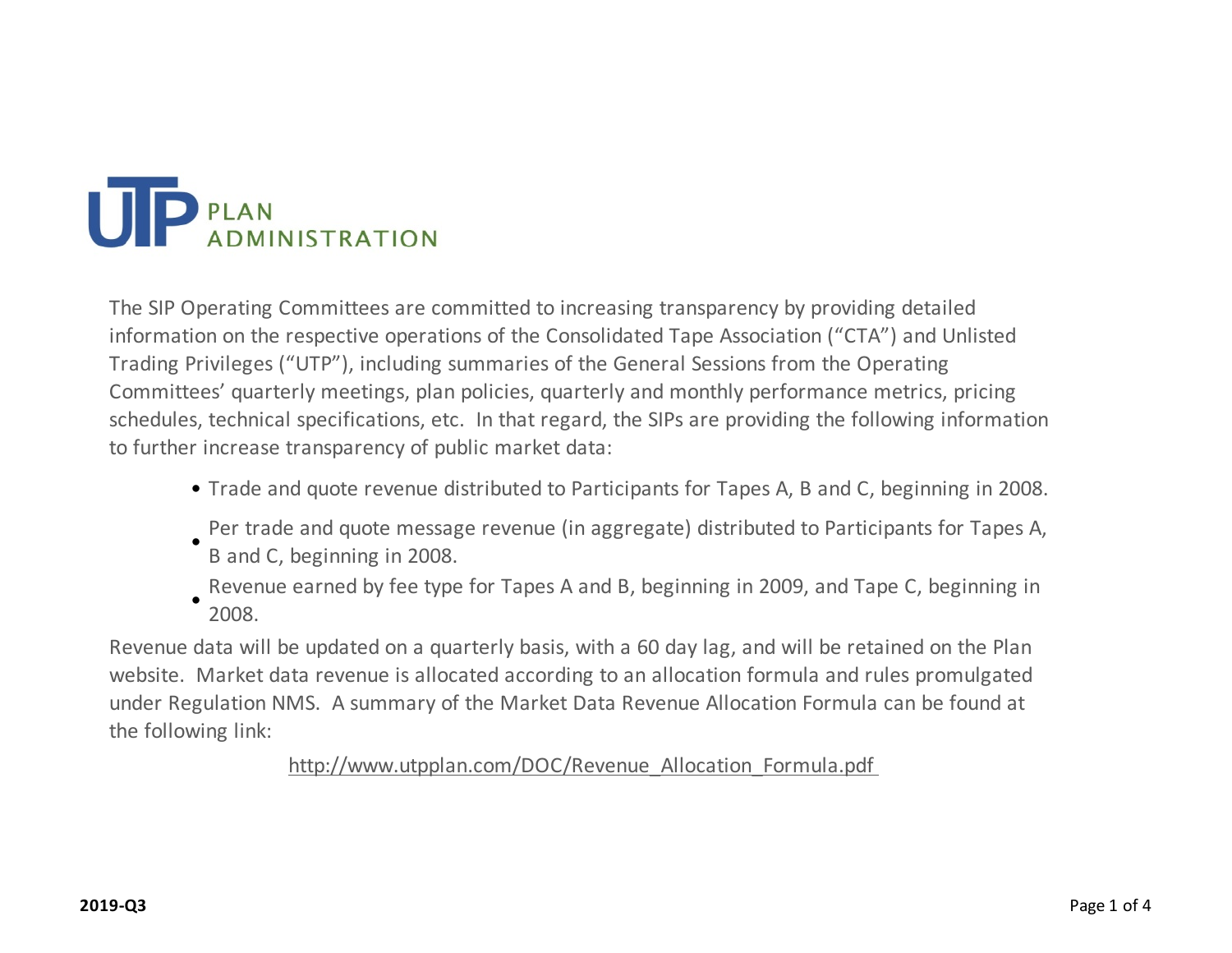# UTP PLAN ADMINISTRATION

The SIP Operating Committees are committed to increasing transparency by providing detailed information on the respective operations of the Consolidated Tape Association ("CTA") and Unlisted Trading Privileges ("UTP"), including summaries of the General Sessions from the Operating Committees' quarterly meetings, plan policies, quarterly and monthly performance metrics, pricing schedules, technical specifications, etc. In that regard, the SIPs are providing the following information to further increase transparency of public market data:

- Trade and quote revenue distributed to Participants for Tapes A, B and C, beginning in 2008.
- Per trade and quote message revenue (in aggregate) distributed to Participants for Tapes A, B and C, beginning in 2008.
- Revenue earned by fee type for Tapes A and B, beginning in 2009, and Tape C, beginning in 2008.

Revenue data will be updated on a quarterly basis, with a 60 day lag, and will be retained on the Plan website. Market data revenue is allocated according to an allocation formula and rules promulgated under Regulation NMS. A summary of the Market Data Revenue Allocation Formula can be found at the following link:

http://www.utpplan.com/DOC/Revenue_Allocation_Formula.pdf

**2019-Q3**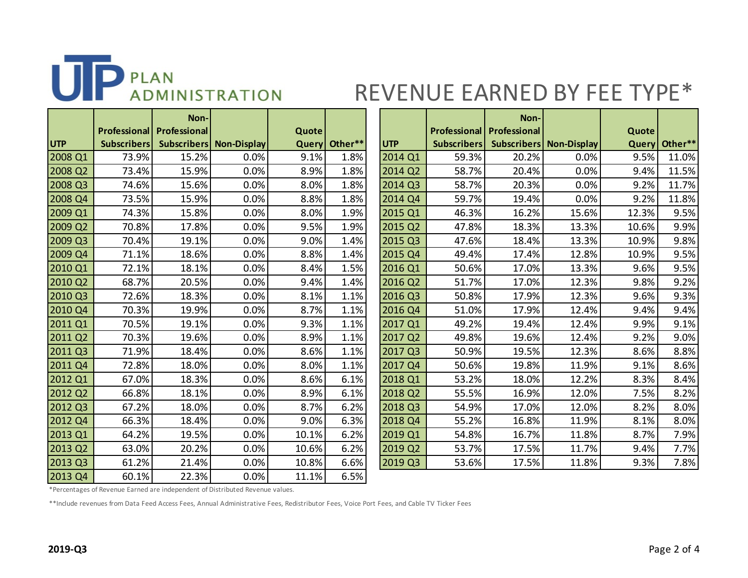# UTP PLAN ADMINISTRATION

# REVENUE EARNED BY FEE TYPE*

| UTP | Professional Subscribers | Non-Professional Subscribers | Non-Display | Quote Query | Other** |
|---|---|---|---|---|---|
| 2008 Q1 | 73.9% | 15.2% | 0.0% | 9.1% | 1.8% |
| 2008 Q2 | 73.4% | 15.9% | 0.0% | 8.9% | 1.8% |
| 2008 Q3 | 74.6% | 15.6% | 0.0% | 8.0% | 1.8% |
| 2008 Q4 | 73.5% | 15.9% | 0.0% | 8.8% | 1.8% |
| 2009 Q1 | 74.3% | 15.8% | 0.0% | 8.0% | 1.9% |
| 2009 Q2 | 70.8% | 17.8% | 0.0% | 9.5% | 1.9% |
| 2009 Q3 | 70.4% | 19.1% | 0.0% | 9.0% | 1.4% |
| 2009 Q4 | 71.1% | 18.6% | 0.0% | 8.8% | 1.4% |
| 2010 Q1 | 72.1% | 18.1% | 0.0% | 8.4% | 1.5% |
| 2010 Q2 | 68.7% | 20.5% | 0.0% | 9.4% | 1.4% |
| 2010 Q3 | 72.6% | 18.3% | 0.0% | 8.1% | 1.1% |
| 2010 Q4 | 70.3% | 19.9% | 0.0% | 8.7% | 1.1% |
| 2011 Q1 | 70.5% | 19.1% | 0.0% | 9.3% | 1.1% |
| 2011 Q2 | 70.3% | 19.6% | 0.0% | 8.9% | 1.1% |
| 2011 Q3 | 71.9% | 18.4% | 0.0% | 8.6% | 1.1% |
| 2011 Q4 | 72.8% | 18.0% | 0.0% | 8.0% | 1.1% |
| 2012 Q1 | 67.0% | 18.3% | 0.0% | 8.6% | 6.1% |
| 2012 Q2 | 66.8% | 18.1% | 0.0% | 8.9% | 6.1% |
| 2012 Q3 | 67.2% | 18.0% | 0.0% | 8.7% | 6.2% |
| 2012 Q4 | 66.3% | 18.4% | 0.0% | 9.0% | 6.3% |
| 2013 Q1 | 64.2% | 19.5% | 0.0% | 10.1% | 6.2% |
| 2013 Q2 | 63.0% | 20.2% | 0.0% | 10.6% | 6.2% |
| 2013 Q3 | 61.2% | 21.4% | 0.0% | 10.8% | 6.6% |
| 2013 Q4 | 60.1% | 22.3% | 0.0% | 11.1% | 6.5% |

| UTP | Professional Subscribers | Non-Professional Subscribers | Non-Display | Quote Query | Other** |
|---|---|---|---|---|---|
| 2014 Q1 | 59.3% | 20.2% | 0.0% | 9.5% | 11.0% |
| 2014 Q2 | 58.7% | 20.4% | 0.0% | 9.4% | 11.5% |
| 2014 Q3 | 58.7% | 20.3% | 0.0% | 9.2% | 11.7% |
| 2014 Q4 | 59.7% | 19.4% | 0.0% | 9.2% | 11.8% |
| 2015 Q1 | 46.3% | 16.2% | 15.6% | 12.3% | 9.5% |
| 2015 Q2 | 47.8% | 18.3% | 13.3% | 10.6% | 9.9% |
| 2015 Q3 | 47.6% | 18.4% | 13.3% | 10.9% | 9.8% |
| 2015 Q4 | 49.4% | 17.4% | 12.8% | 10.9% | 9.5% |
| 2016 Q1 | 50.6% | 17.0% | 13.3% | 9.6% | 9.5% |
| 2016 Q2 | 51.7% | 17.0% | 12.3% | 9.8% | 9.2% |
| 2016 Q3 | 50.8% | 17.9% | 12.3% | 9.6% | 9.3% |
| 2016 Q4 | 51.0% | 17.9% | 12.4% | 9.4% | 9.4% |
| 2017 Q1 | 49.2% | 19.4% | 12.4% | 9.9% | 9.1% |
| 2017 Q2 | 49.8% | 19.6% | 12.4% | 9.2% | 9.0% |
| 2017 Q3 | 50.9% | 19.5% | 12.3% | 8.6% | 8.8% |
| 2017 Q4 | 50.6% | 19.8% | 11.9% | 9.1% | 8.6% |
| 2018 Q1 | 53.2% | 18.0% | 12.2% | 8.3% | 8.4% |
| 2018 Q2 | 55.5% | 16.9% | 12.0% | 7.5% | 8.2% |
| 2018 Q3 | 54.9% | 17.0% | 12.0% | 8.2% | 8.0% |
| 2018 Q4 | 55.2% | 16.8% | 11.9% | 8.1% | 8.0% |
| 2019 Q1 | 54.8% | 16.7% | 11.8% | 8.7% | 7.9% |
| 2019 Q2 | 53.7% | 17.5% | 11.7% | 9.4% | 7.7% |
| 2019 Q3 | 53.6% | 17.5% | 11.8% | 9.3% | 7.8% |

*Percentages of Revenue Earned are independent of Distributed Revenue values.

**Include revenues from Data Feed Access Fees, Annual Administrative Fees, Redistributor Fees, Voice Port Fees, and Cable TV Ticker Fees

**2019-Q3**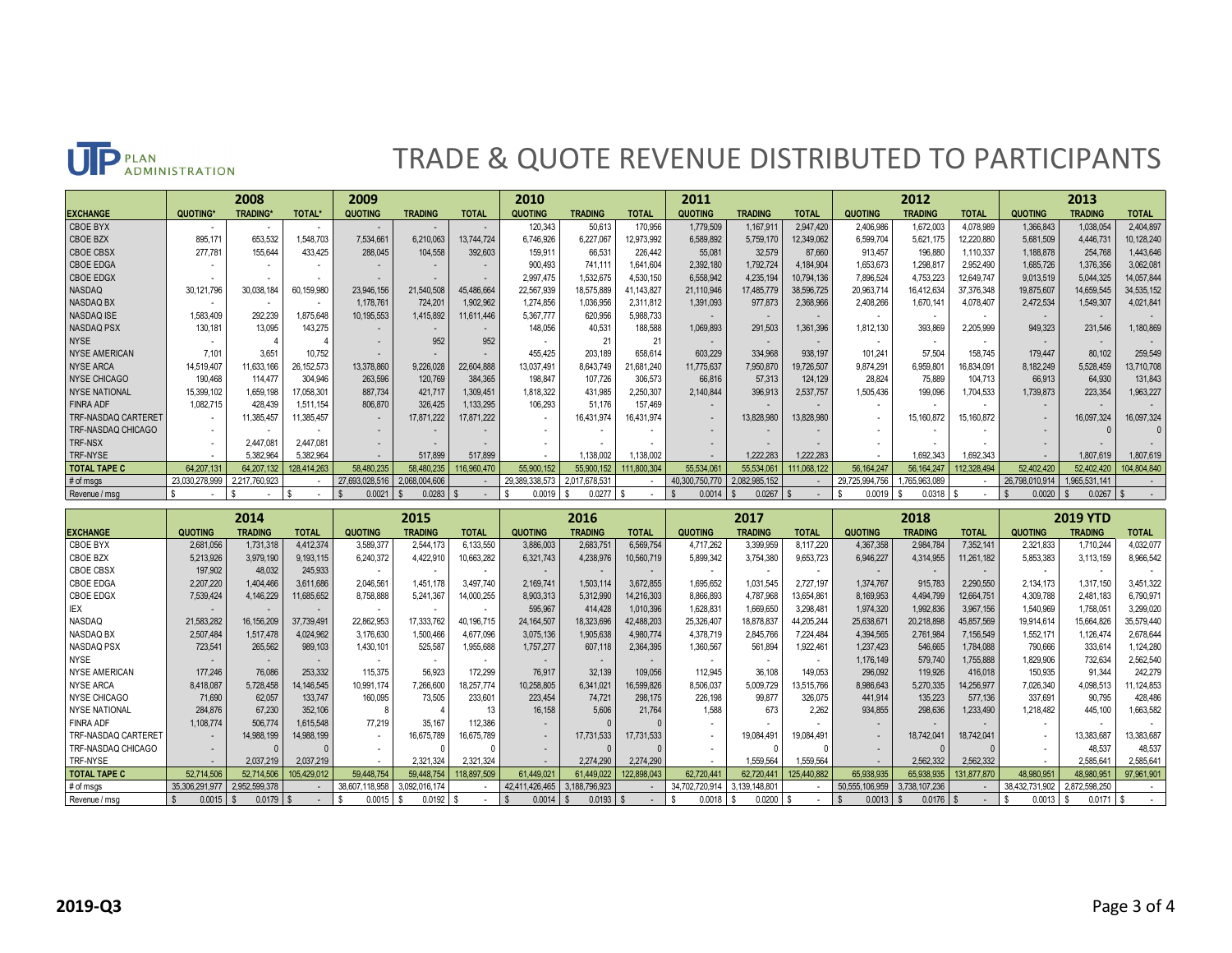# TRADE & QUOTE REVENUE DISTRIBUTED TO PARTICIPANTS

| EXCHANGE | 2008 QUOTING* | 2008 TRADING* | 2008 TOTAL* | 2009 QUOTING | 2009 TRADING | 2009 TOTAL | 2010 QUOTING | 2010 TRADING | 2010 TOTAL | 2011 QUOTING | 2011 TRADING | 2011 TOTAL | 2012 QUOTING | 2012 TRADING | 2012 TOTAL | 2013 QUOTING | 2013 TRADING | 2013 TOTAL |
|---|---|---|---|---|---|---|---|---|---|---|---|---|---|---|---|---|---|---|
| CBOE BYX | - | - | - | - | - | - | 120,343 | 50,613 | 170,956 | 1,779,509 | 1,167,911 | 2,947,420 | 2,406,986 | 1,672,003 | 4,078,989 | 1,366,843 | 1,038,054 | 2,404,897 |
| CBOE BZX | 895,171 | 653,532 | 1,548,703 | 7,534,661 | 6,210,063 | 13,744,724 | 6,746,926 | 6,227,067 | 12,973,992 | 6,589,892 | 5,759,170 | 12,349,062 | 6,599,704 | 5,621,175 | 12,220,880 | 5,681,509 | 4,446,731 | 10,128,240 |
| CBOE CBSX | 277,781 | 155,644 | 433,425 | 288,045 | 104,558 | 392,603 | 159,911 | 66,531 | 226,442 | 55,081 | 32,579 | 87,660 | 913,457 | 196,880 | 1,110,337 | 1,188,878 | 254,768 | 1,443,646 |
| CBOE EDGA | - | - | - | - | - | - | 900,493 | 741,111 | 1,641,604 | 2,392,180 | 1,792,724 | 4,184,904 | 1,653,673 | 1,298,817 | 2,952,490 | 1,685,726 | 1,376,356 | 3,062,081 |
| CBOE EDGX | - | - | - | - | - | - | 2,997,475 | 1,532,675 | 4,530,150 | 6,558,942 | 4,235,194 | 10,794,136 | 7,896,524 | 4,753,223 | 12,649,747 | 9,013,519 | 5,044,325 | 14,057,844 |
| NASDAQ | 30,121,796 | 30,038,184 | 60,159,980 | 23,946,156 | 21,540,508 | 45,486,664 | 22,567,939 | 18,575,889 | 41,143,827 | 21,110,946 | 17,485,779 | 38,596,725 | 20,963,714 | 16,412,634 | 37,376,348 | 19,875,607 | 14,659,545 | 34,535,152 |
| NASDAQ BX | - | - | - | 1,178,761 | 724,201 | 1,902,962 | 1,274,856 | 1,036,956 | 2,311,812 | 1,391,093 | 977,873 | 2,368,966 | 2,408,266 | 1,670,141 | 4,078,407 | 2,472,534 | 1,549,307 | 4,021,841 |
| NASDAQ ISE | 1,583,409 | 292,239 | 1,875,648 | 10,195,553 | 1,415,892 | 11,611,446 | 5,367,777 | 620,956 | 5,988,733 | - | - | - | - | - | - | - | - | - |
| NASDAQ PSX | 130,181 | 13,095 | 143,275 | - | - | - | 148,056 | 40,531 | 188,588 | 1,069,893 | 291,503 | 1,361,396 | 1,812,130 | 393,869 | 2,205,999 | 949,323 | 231,546 | 1,180,869 |
| NYSE | - | 4 | 4 | - | 952 | 952 | - | 21 | 21 | - | - | - | - | - | - | - | - | - |
| NYSE AMERICAN | 7,101 | 3,651 | 10,752 | - | - | - | 455,425 | 203,189 | 658,614 | 603,229 | 334,968 | 938,197 | 101,241 | 57,504 | 158,745 | 179,447 | 80,102 | 259,549 |
| NYSE ARCA | 14,519,407 | 11,633,166 | 26,152,573 | 13,378,860 | 9,226,028 | 22,604,888 | 13,037,491 | 8,643,749 | 21,681,240 | 11,775,637 | 7,950,870 | 19,726,507 | 9,874,291 | 6,959,801 | 16,834,091 | 8,182,249 | 5,528,459 | 13,710,708 |
| NYSE CHICAGO | 190,468 | 114,477 | 304,946 | 263,596 | 120,769 | 384,365 | 198,847 | 107,726 | 306,573 | 66,816 | 57,313 | 124,129 | 28,824 | 75,889 | 104,713 | 66,913 | 64,930 | 131,843 |
| NYSE NATIONAL | 15,399,102 | 1,659,198 | 17,058,301 | 887,734 | 421,717 | 1,309,451 | 1,818,322 | 431,985 | 2,250,307 | 2,140,844 | 396,913 | 2,537,757 | 1,505,436 | 199,096 | 1,704,533 | 1,739,873 | 223,354 | 1,963,227 |
| FINRA ADF | 1,082,715 | 428,439 | 1,511,154 | 806,870 | 326,425 | 1,133,295 | 106,293 | 51,176 | 157,469 | - | - | - | - | - | - | - | - | - |
| TRF-NASDAQ CARTERET | - | 11,385,457 | 11,385,457 | - | 17,871,222 | 17,871,222 | - | 16,431,974 | 16,431,974 | - | 13,828,980 | 13,828,980 | - | 15,160,872 | 15,160,872 | - | 16,097,324 | 16,097,324 |
| TRF-NASDAQ CHICAGO | - | - | - | - | - | - | - | - | - | - | - | - | - | - | - | - | 0 | 0 |
| TRF-NSX | - | 2,447,081 | 2,447,081 | - | - | - | - | - | - | - | - | - | - | - | - | - | - | - |
| TRF-NYSE | - | 5,382,964 | 5,382,964 | - | 517,899 | 517,899 | - | 1,138,002 | 1,138,002 | - | 1,222,283 | 1,222,283 | - | 1,692,343 | 1,692,343 | - | 1,807,619 | 1,807,619 |
| **TOTAL TAPE C** | **64,207,131** | **64,207,132** | **128,414,263** | **58,480,235** | **58,480,235** | **116,960,470** | **55,900,152** | **55,900,152** | **111,800,304** | **55,534,061** | **55,534,061** | **111,068,122** | **56,164,247** | **56,164,247** | **112,328,494** | **52,402,420** | **52,402,420** | **104,804,840** |
| # of msgs | 23,030,278,999 | 2,217,760,923 | - | 27,693,028,516 | 2,068,004,606 | - | 29,389,338,573 | 2,017,678,531 | - | 40,300,750,770 | 2,082,985,152 | - | 29,725,994,756 | 1,765,963,089 | - | 26,798,010,914 | 1,965,531,141 | - |
| Revenue / msg | $ - | $ - | $ - | $ 0.0021 | $ 0.0283 | $ - | $ 0.0019 | $ 0.0277 | $ - | $ 0.0014 | $ 0.0267 | $ - | $ 0.0019 | $ 0.0318 | $ - | $ 0.0020 | $ 0.0267 | $ - |

| EXCHANGE | 2014 QUOTING | 2014 TRADING | 2014 TOTAL | 2015 QUOTING | 2015 TRADING | 2015 TOTAL | 2016 QUOTING | 2016 TRADING | 2016 TOTAL | 2017 QUOTING | 2017 TRADING | 2017 TOTAL | 2018 QUOTING | 2018 TRADING | 2018 TOTAL | 2019 YTD QUOTING | 2019 YTD TRADING | 2019 YTD TOTAL |
|---|---|---|---|---|---|---|---|---|---|---|---|---|---|---|---|---|---|---|
| CBOE BYX | 2,681,056 | 1,731,318 | 4,412,374 | 3,589,377 | 2,544,173 | 6,133,550 | 3,886,003 | 2,683,751 | 6,569,754 | 4,717,262 | 3,399,959 | 8,117,220 | 4,367,358 | 2,984,784 | 7,352,141 | 2,321,833 | 1,710,244 | 4,032,077 |
| CBOE BZX | 5,213,926 | 3,979,190 | 9,193,115 | 6,240,372 | 4,422,910 | 10,663,282 | 6,321,743 | 4,238,976 | 10,560,719 | 5,899,342 | 3,754,380 | 9,653,723 | 6,946,227 | 4,314,955 | 11,261,182 | 5,853,383 | 3,113,159 | 8,966,542 |
| CBOE CBSX | 197,902 | 48,032 | 245,933 | - | - | - | - | - | - | - | - | - | - | - | - | - | - | - |
| CBOE EDGA | 2,207,220 | 1,404,466 | 3,611,686 | 2,046,561 | 1,451,178 | 3,497,740 | 2,169,741 | 1,503,114 | 3,672,855 | 1,695,652 | 1,031,545 | 2,727,197 | 1,374,767 | 915,783 | 2,290,550 | 2,134,173 | 1,317,150 | 3,451,322 |
| CBOE EDGX | 7,539,424 | 4,146,229 | 11,685,652 | 8,758,888 | 5,241,367 | 14,000,255 | 8,903,313 | 5,312,990 | 14,216,303 | 8,866,893 | 4,787,968 | 13,654,861 | 8,169,953 | 4,494,799 | 12,664,751 | 4,309,788 | 2,481,183 | 6,790,971 |
| IEX | - | - | - | - | - | - | 595,967 | 414,428 | 1,010,396 | 1,628,831 | 1,669,650 | 3,298,481 | 1,974,320 | 1,992,836 | 3,967,156 | 1,540,969 | 1,758,051 | 3,299,020 |
| NASDAQ | 21,583,282 | 16,156,209 | 37,739,491 | 22,862,953 | 17,333,762 | 40,196,715 | 24,164,507 | 18,323,696 | 42,488,203 | 25,326,407 | 18,878,837 | 44,205,244 | 25,638,671 | 20,218,898 | 45,857,569 | 19,914,614 | 15,664,826 | 35,579,440 |
| NASDAQ BX | 2,507,484 | 1,517,478 | 4,024,962 | 3,176,630 | 1,500,466 | 4,677,096 | 3,075,136 | 1,905,638 | 4,980,774 | 4,378,719 | 2,845,766 | 7,224,484 | 4,394,565 | 2,761,984 | 7,156,549 | 1,552,171 | 1,126,474 | 2,678,644 |
| NASDAQ PSX | 723,541 | 265,562 | 989,103 | 1,430,101 | 525,587 | 1,955,688 | 1,757,277 | 607,118 | 2,364,395 | 1,360,567 | 561,894 | 1,922,461 | 1,237,423 | 546,665 | 1,784,088 | 790,666 | 333,614 | 1,124,280 |
| NYSE | - | - | - | - | - | - | - | - | - | - | - | - | 1,176,149 | 579,740 | 1,755,888 | 1,829,906 | 732,634 | 2,562,540 |
| NYSE AMERICAN | 177,246 | 76,086 | 253,332 | 115,375 | 56,923 | 172,299 | 76,917 | 32,139 | 109,056 | 112,945 | 36,108 | 149,053 | 296,092 | 119,926 | 416,018 | 150,935 | 91,344 | 242,279 |
| NYSE ARCA | 8,418,087 | 5,728,458 | 14,146,545 | 10,991,174 | 7,266,600 | 18,257,774 | 10,258,805 | 6,341,021 | 16,599,826 | 8,506,037 | 5,009,729 | 13,515,766 | 8,986,643 | 5,270,335 | 14,256,977 | 7,026,340 | 4,098,513 | 11,124,853 |
| NYSE CHICAGO | 71,690 | 62,057 | 133,747 | 160,095 | 73,505 | 233,601 | 223,454 | 74,721 | 298,175 | 226,198 | 99,877 | 326,075 | 441,914 | 135,223 | 577,136 | 337,691 | 90,795 | 428,486 |
| NYSE NATIONAL | 284,876 | 67,230 | 352,106 | 8 | 4 | 13 | 16,158 | 5,606 | 21,764 | 1,588 | 673 | 2,262 | 934,855 | 298,636 | 1,233,490 | 1,218,482 | 445,100 | 1,663,582 |
| FINRA ADF | 1,108,774 | 506,774 | 1,615,548 | 77,219 | 35,167 | 112,386 | - | 0 | 0 | - | - | - | - | - | - | - | - | - |
| TRF-NASDAQ CARTERET | - | 14,988,199 | 14,988,199 | - | 16,675,789 | 16,675,789 | - | 17,731,533 | 17,731,533 | - | 19,084,491 | 19,084,491 | - | 18,742,041 | 18,742,041 | - | 13,383,687 | 13,383,687 |
| TRF-NASDAQ CHICAGO | - | 0 | 0 | - | 0 | 0 | - | 0 | 0 | - | 0 | 0 | - | 0 | 0 | - | 48,537 | 48,537 |
| TRF-NYSE | - | 2,037,219 | 2,037,219 | - | 2,321,324 | 2,321,324 | - | 2,274,290 | 2,274,290 | - | 1,559,564 | 1,559,564 | - | 2,562,332 | 2,562,332 | - | 2,585,641 | 2,585,641 |
| **TOTAL TAPE C** | **52,714,506** | **52,714,506** | **105,429,012** | **59,448,754** | **59,448,754** | **118,897,509** | **61,449,021** | **61,449,022** | **122,898,043** | **62,720,441** | **62,720,441** | **125,440,882** | **65,938,935** | **65,938,935** | **131,877,870** | **48,980,951** | **48,980,951** | **97,961,901** |
| # of msgs | 35,306,291,977 | 2,952,599,378 | - | 38,607,118,958 | 3,092,016,174 | - | 42,411,426,465 | 3,188,796,923 | - | 34,702,720,914 | 3,139,148,801 | - | 50,555,106,959 | 3,738,107,236 | - | 38,432,731,902 | 2,872,598,250 | - |
| Revenue / msg | $ 0.0015 | $ 0.0179 | $ - | $ 0.0015 | $ 0.0192 | $ - | $ 0.0014 | $ 0.0193 | $ - | $ 0.0018 | $ 0.0200 | $ - | $ 0.0013 | $ 0.0176 | $ - | $ 0.0013 | $ 0.0171 | $ - |

**2019-Q3**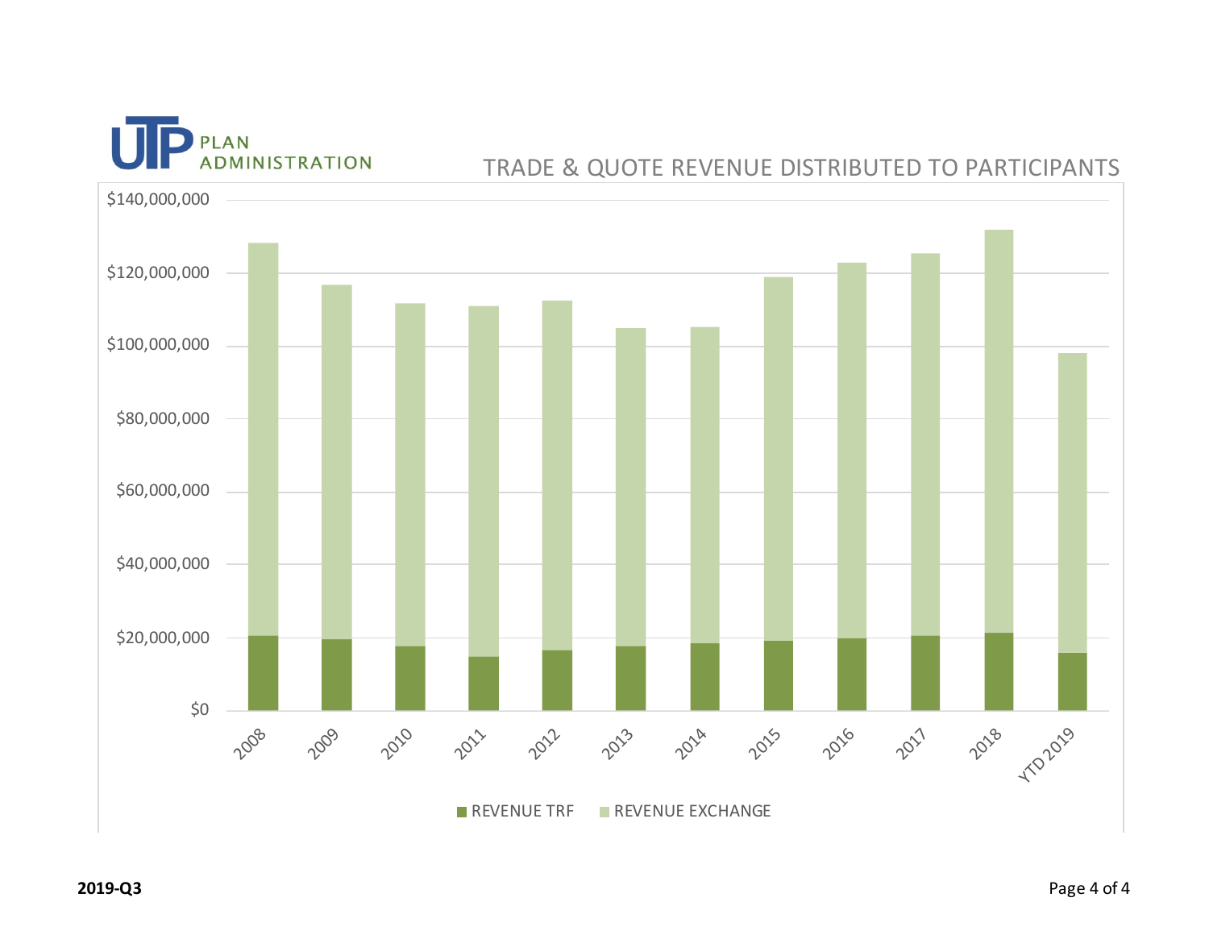UTP PLAN ADMINISTRATION

# TRADE & QUOTE REVENUE DISTRIBUTED TO PARTICIPANTS

$140,000,000
$120,000,000
$100,000,000
$80,000,000
$60,000,000
$40,000,000
$20,000,000
$0

2008
2009
2010
2011
2012
2013
2014
2015
2016
2017
2018
YTD 2019

REVENUE TRF
REVENUE EXCHANGE